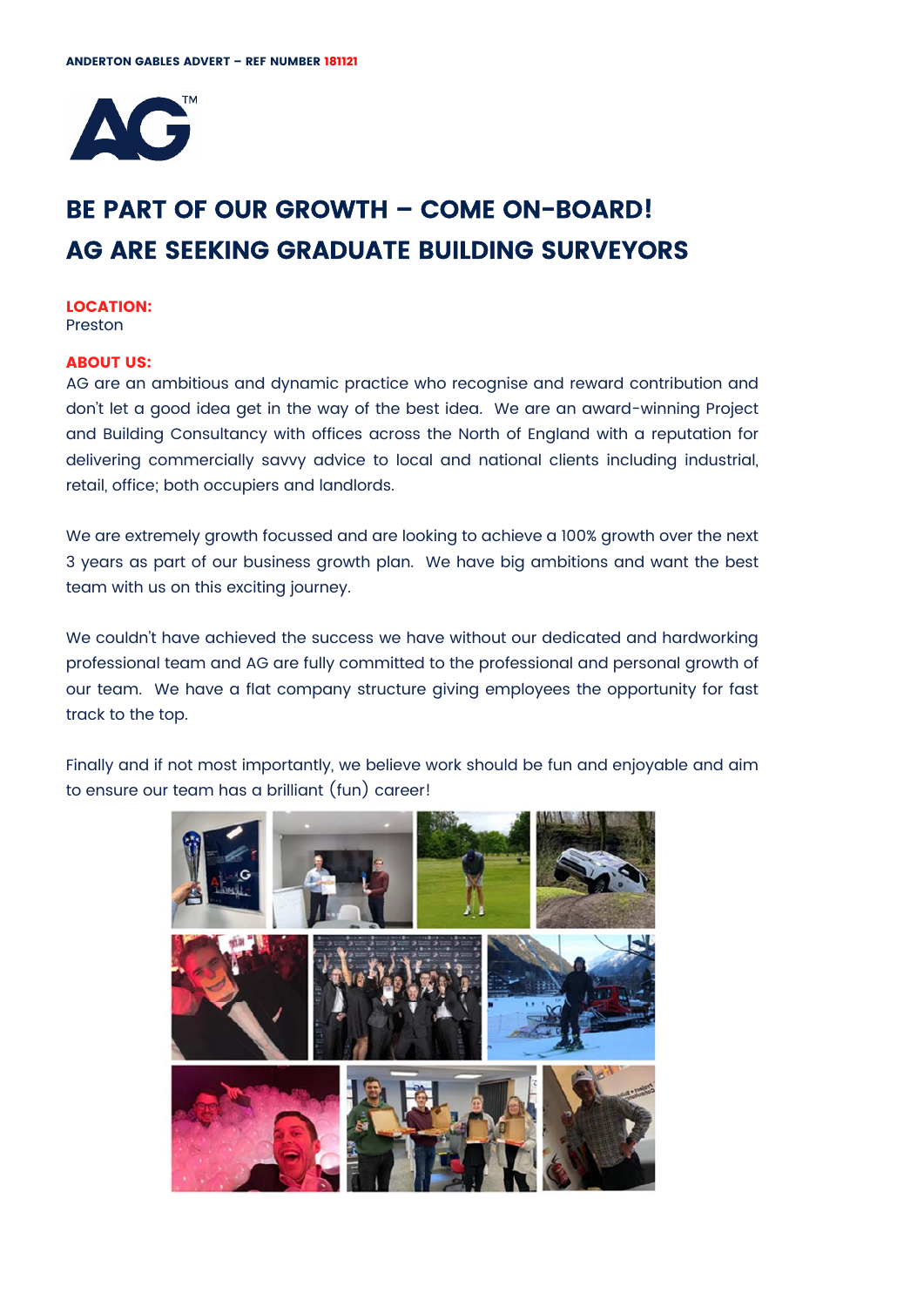**ANDERTON GABLES ADVERT – REF NUMBER 181121**

# BE PART OF OUR GROWTH – COME ON-BOARD!
# AG ARE SEEKING GRADUATE BUILDING SURVEYORS

**LOCATION:**
Preston

**ABOUT US:**
AG are an ambitious and dynamic practice who recognise and reward contribution and don't let a good idea get in the way of the best idea. We are an award-winning Project and Building Consultancy with offices across the North of England with a reputation for delivering commercially savvy advice to local and national clients including industrial, retail, office; both occupiers and landlords.

We are extremely growth focussed and are looking to achieve a 100% growth over the next 3 years as part of our business growth plan. We have big ambitions and want the best team with us on this exciting journey.

We couldn't have achieved the success we have without our dedicated and hardworking professional team and AG are fully committed to the professional and personal growth of our team. We have a flat company structure giving employees the opportunity for fast track to the top.

Finally and if not most importantly, we believe work should be fun and enjoyable and aim to ensure our team has a brilliant (fun) career!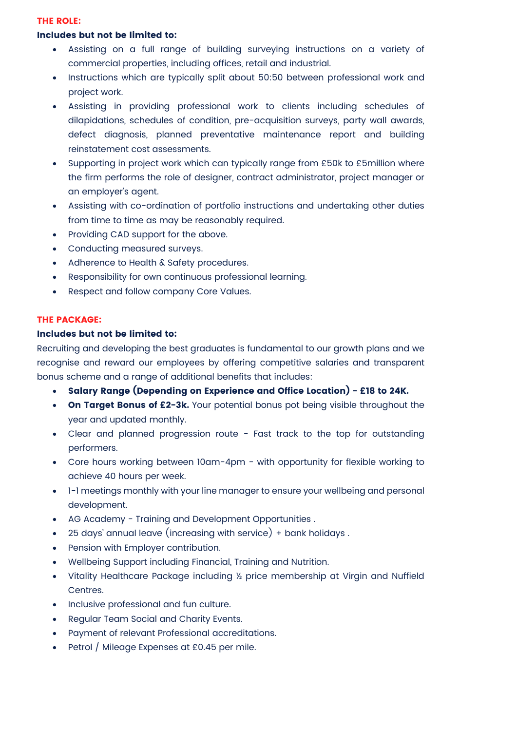## THE ROLE:

**Includes but not be limited to:**

- Assisting on a full range of building surveying instructions on a variety of commercial properties, including offices, retail and industrial.
- Instructions which are typically split about 50:50 between professional work and project work.
- Assisting in providing professional work to clients including schedules of dilapidations, schedules of condition, pre-acquisition surveys, party wall awards, defect diagnosis, planned preventative maintenance report and building reinstatement cost assessments.
- Supporting in project work which can typically range from £50k to £5million where the firm performs the role of designer, contract administrator, project manager or an employer's agent.
- Assisting with co-ordination of portfolio instructions and undertaking other duties from time to time as may be reasonably required.
- Providing CAD support for the above.
- Conducting measured surveys.
- Adherence to Health & Safety procedures.
- Responsibility for own continuous professional learning.
- Respect and follow company Core Values.

## THE PACKAGE:

**Includes but not be limited to:**

Recruiting and developing the best graduates is fundamental to our growth plans and we recognise and reward our employees by offering competitive salaries and transparent bonus scheme and a range of additional benefits that includes:

- **Salary Range (Depending on Experience and Office Location) - £18 to 24K.**
- **On Target Bonus of £2-3k.** Your potential bonus pot being visible throughout the year and updated monthly.
- Clear and planned progression route - Fast track to the top for outstanding performers.
- Core hours working between 10am-4pm - with opportunity for flexible working to achieve 40 hours per week.
- 1-1 meetings monthly with your line manager to ensure your wellbeing and personal development.
- AG Academy - Training and Development Opportunities .
- 25 days' annual leave (increasing with service) + bank holidays .
- Pension with Employer contribution.
- Wellbeing Support including Financial, Training and Nutrition.
- Vitality Healthcare Package including ½ price membership at Virgin and Nuffield Centres.
- Inclusive professional and fun culture.
- Regular Team Social and Charity Events.
- Payment of relevant Professional accreditations.
- Petrol / Mileage Expenses at £0.45 per mile.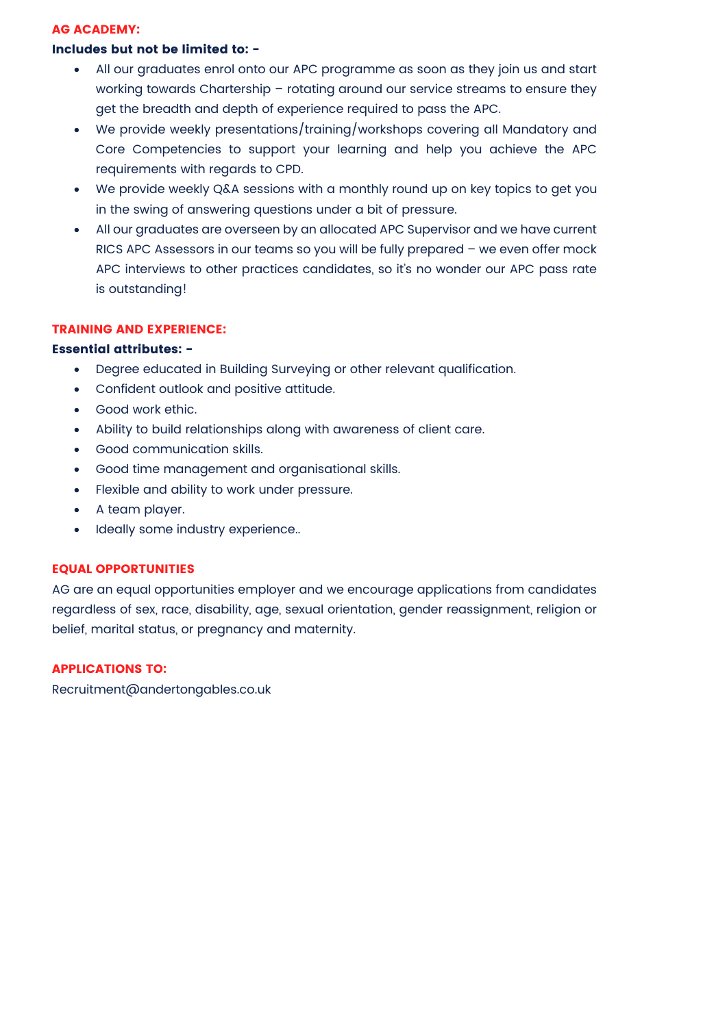## AG ACADEMY:

**Includes but not be limited to: -**

- All our graduates enrol onto our APC programme as soon as they join us and start working towards Chartership – rotating around our service streams to ensure they get the breadth and depth of experience required to pass the APC.
- We provide weekly presentations/training/workshops covering all Mandatory and Core Competencies to support your learning and help you achieve the APC requirements with regards to CPD.
- We provide weekly Q&A sessions with a monthly round up on key topics to get you in the swing of answering questions under a bit of pressure.
- All our graduates are overseen by an allocated APC Supervisor and we have current RICS APC Assessors in our teams so you will be fully prepared – we even offer mock APC interviews to other practices candidates, so it's no wonder our APC pass rate is outstanding!

## TRAINING AND EXPERIENCE:

**Essential attributes: -**

- Degree educated in Building Surveying or other relevant qualification.
- Confident outlook and positive attitude.
- Good work ethic.
- Ability to build relationships along with awareness of client care.
- Good communication skills.
- Good time management and organisational skills.
- Flexible and ability to work under pressure.
- A team player.
- Ideally some industry experience..

## EQUAL OPPORTUNITIES

AG are an equal opportunities employer and we encourage applications from candidates regardless of sex, race, disability, age, sexual orientation, gender reassignment, religion or belief, marital status, or pregnancy and maternity.

## APPLICATIONS TO:

Recruitment@andertongables.co.uk